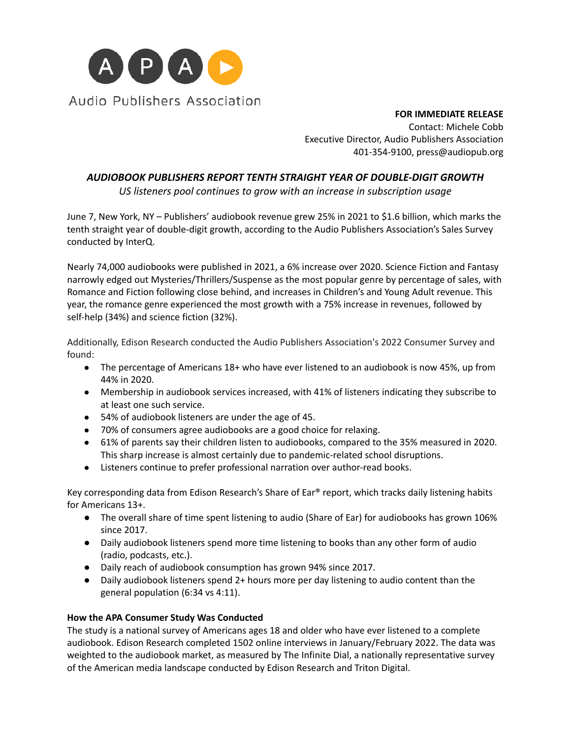Audio Publishers Association

**FOR IMMEDIATE RELEASE**
Contact: Michele Cobb
Executive Director, Audio Publishers Association
401-354-9100, press@audiopub.org

## *AUDIOBOOK PUBLISHERS REPORT TENTH STRAIGHT YEAR OF DOUBLE-DIGIT GROWTH*

*US listeners pool continues to grow with an increase in subscription usage*

June 7, New York, NY – Publishers' audiobook revenue grew 25% in 2021 to $1.6 billion, which marks the tenth straight year of double-digit growth, according to the Audio Publishers Association's Sales Survey conducted by InterQ.

Nearly 74,000 audiobooks were published in 2021, a 6% increase over 2020. Science Fiction and Fantasy narrowly edged out Mysteries/Thrillers/Suspense as the most popular genre by percentage of sales, with Romance and Fiction following close behind, and increases in Children's and Young Adult revenue. This year, the romance genre experienced the most growth with a 75% increase in revenues, followed by self-help (34%) and science fiction (32%).

Additionally, Edison Research conducted the Audio Publishers Association's 2022 Consumer Survey and found:

- The percentage of Americans 18+ who have ever listened to an audiobook is now 45%, up from 44% in 2020.
- Membership in audiobook services increased, with 41% of listeners indicating they subscribe to at least one such service.
- 54% of audiobook listeners are under the age of 45.
- 70% of consumers agree audiobooks are a good choice for relaxing.
- 61% of parents say their children listen to audiobooks, compared to the 35% measured in 2020. This sharp increase is almost certainly due to pandemic-related school disruptions.
- Listeners continue to prefer professional narration over author-read books.

Key corresponding data from Edison Research's Share of Ear® report, which tracks daily listening habits for Americans 13+.

- The overall share of time spent listening to audio (Share of Ear) for audiobooks has grown 106% since 2017.
- Daily audiobook listeners spend more time listening to books than any other form of audio (radio, podcasts, etc.).
- Daily reach of audiobook consumption has grown 94% since 2017.
- Daily audiobook listeners spend 2+ hours more per day listening to audio content than the general population (6:34 vs 4:11).

**How the APA Consumer Study Was Conducted**

The study is a national survey of Americans ages 18 and older who have ever listened to a complete audiobook. Edison Research completed 1502 online interviews in January/February 2022. The data was weighted to the audiobook market, as measured by The Infinite Dial, a nationally representative survey of the American media landscape conducted by Edison Research and Triton Digital.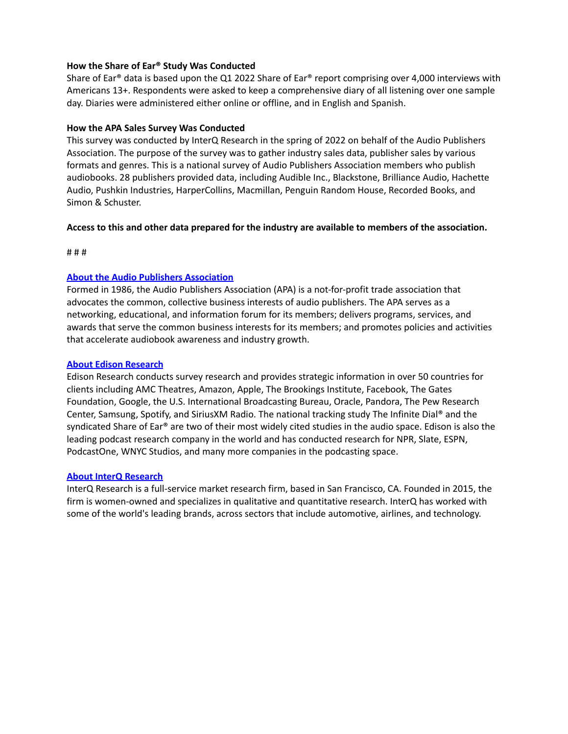**How the Share of Ear® Study Was Conducted**

Share of Ear® data is based upon the Q1 2022 Share of Ear® report comprising over 4,000 interviews with Americans 13+. Respondents were asked to keep a comprehensive diary of all listening over one sample day. Diaries were administered either online or offline, and in English and Spanish.

**How the APA Sales Survey Was Conducted**

This survey was conducted by InterQ Research in the spring of 2022 on behalf of the Audio Publishers Association. The purpose of the survey was to gather industry sales data, publisher sales by various formats and genres. This is a national survey of Audio Publishers Association members who publish audiobooks. 28 publishers provided data, including Audible Inc., Blackstone, Brilliance Audio, Hachette Audio, Pushkin Industries, HarperCollins, Macmillan, Penguin Random House, Recorded Books, and Simon & Schuster.

**Access to this and other data prepared for the industry are available to members of the association.**

# # #

**About the Audio Publishers Association**

Formed in 1986, the Audio Publishers Association (APA) is a not-for-profit trade association that advocates the common, collective business interests of audio publishers. The APA serves as a networking, educational, and information forum for its members; delivers programs, services, and awards that serve the common business interests for its members; and promotes policies and activities that accelerate audiobook awareness and industry growth.

**About Edison Research**

Edison Research conducts survey research and provides strategic information in over 50 countries for clients including AMC Theatres, Amazon, Apple, The Brookings Institute, Facebook, The Gates Foundation, Google, the U.S. International Broadcasting Bureau, Oracle, Pandora, The Pew Research Center, Samsung, Spotify, and SiriusXM Radio. The national tracking study The Infinite Dial® and the syndicated Share of Ear® are two of their most widely cited studies in the audio space. Edison is also the leading podcast research company in the world and has conducted research for NPR, Slate, ESPN, PodcastOne, WNYC Studios, and many more companies in the podcasting space.

**About InterQ Research**

InterQ Research is a full-service market research firm, based in San Francisco, CA. Founded in 2015, the firm is women-owned and specializes in qualitative and quantitative research. InterQ has worked with some of the world's leading brands, across sectors that include automotive, airlines, and technology.